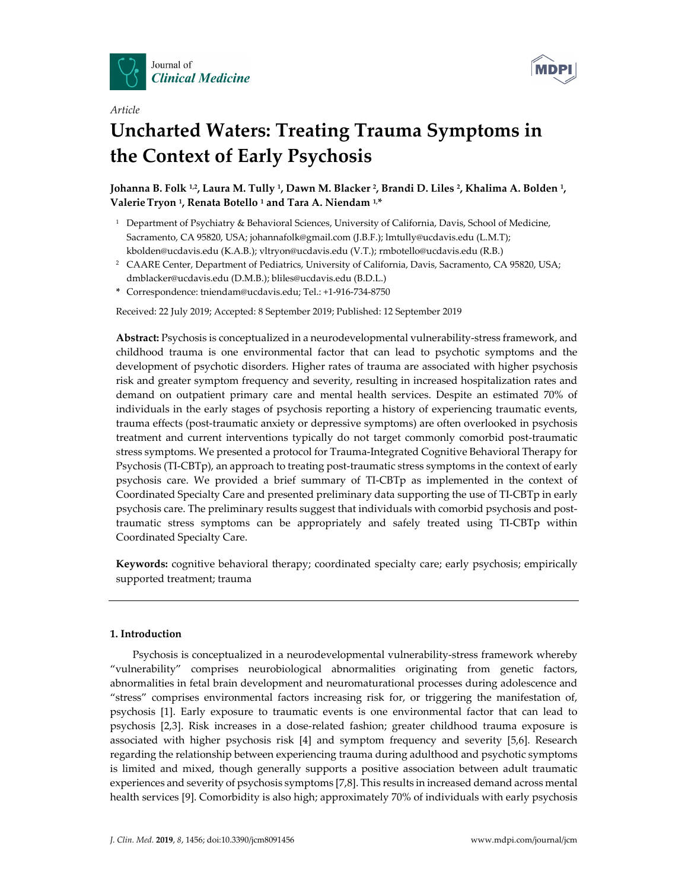*Article*

# Uncharted Waters: Treating Trauma Symptoms in the Context of Early Psychosis

**Johanna B. Folk [1,2], Laura M. Tully [1], Dawn M. Blacker [2], Brandi D. Liles [2], Khalima A. Bolden [1], Valerie Tryon [1], Renata Botello [1] and Tara A. Niendam [1,*]**

[1] Department of Psychiatry & Behavioral Sciences, University of California, Davis, School of Medicine, Sacramento, CA 95820, USA; johannafolk@gmail.com (J.B.F.); lmtully@ucdavis.edu (L.M.T); kbolden@ucdavis.edu (K.A.B.); vltryon@ucdavis.edu (V.T.); rmbotello@ucdavis.edu (R.B.)

[2] CAARE Center, Department of Pediatrics, University of California, Davis, Sacramento, CA 95820, USA; dmblacker@ucdavis.edu (D.M.B.); bliles@ucdavis.edu (B.D.L.)

\* Correspondence: tniendam@ucdavis.edu; Tel.: +1-916-734-8750

Received: 22 July 2019; Accepted: 8 September 2019; Published: 12 September 2019

**Abstract:** Psychosis is conceptualized in a neurodevelopmental vulnerability-stress framework, and childhood trauma is one environmental factor that can lead to psychotic symptoms and the development of psychotic disorders. Higher rates of trauma are associated with higher psychosis risk and greater symptom frequency and severity, resulting in increased hospitalization rates and demand on outpatient primary care and mental health services. Despite an estimated 70% of individuals in the early stages of psychosis reporting a history of experiencing traumatic events, trauma effects (post-traumatic anxiety or depressive symptoms) are often overlooked in psychosis treatment and current interventions typically do not target commonly comorbid post-traumatic stress symptoms. We presented a protocol for Trauma-Integrated Cognitive Behavioral Therapy for Psychosis (TI-CBTp), an approach to treating post-traumatic stress symptoms in the context of early psychosis care. We provided a brief summary of TI-CBTp as implemented in the context of Coordinated Specialty Care and presented preliminary data supporting the use of TI-CBTp in early psychosis care. The preliminary results suggest that individuals with comorbid psychosis and post-traumatic stress symptoms can be appropriately and safely treated using TI-CBTp within Coordinated Specialty Care.

**Keywords:** cognitive behavioral therapy; coordinated specialty care; early psychosis; empirically supported treatment; trauma

## 1. Introduction

Psychosis is conceptualized in a neurodevelopmental vulnerability-stress framework whereby "vulnerability" comprises neurobiological abnormalities originating from genetic factors, abnormalities in fetal brain development and neuromaturational processes during adolescence and "stress" comprises environmental factors increasing risk for, or triggering the manifestation of, psychosis [1]. Early exposure to traumatic events is one environmental factor that can lead to psychosis [2,3]. Risk increases in a dose-related fashion; greater childhood trauma exposure is associated with higher psychosis risk [4] and symptom frequency and severity [5,6]. Research regarding the relationship between experiencing trauma during adulthood and psychotic symptoms is limited and mixed, though generally supports a positive association between adult traumatic experiences and severity of psychosis symptoms [7,8]. This results in increased demand across mental health services [9]. Comorbidity is also high; approximately 70% of individuals with early psychosis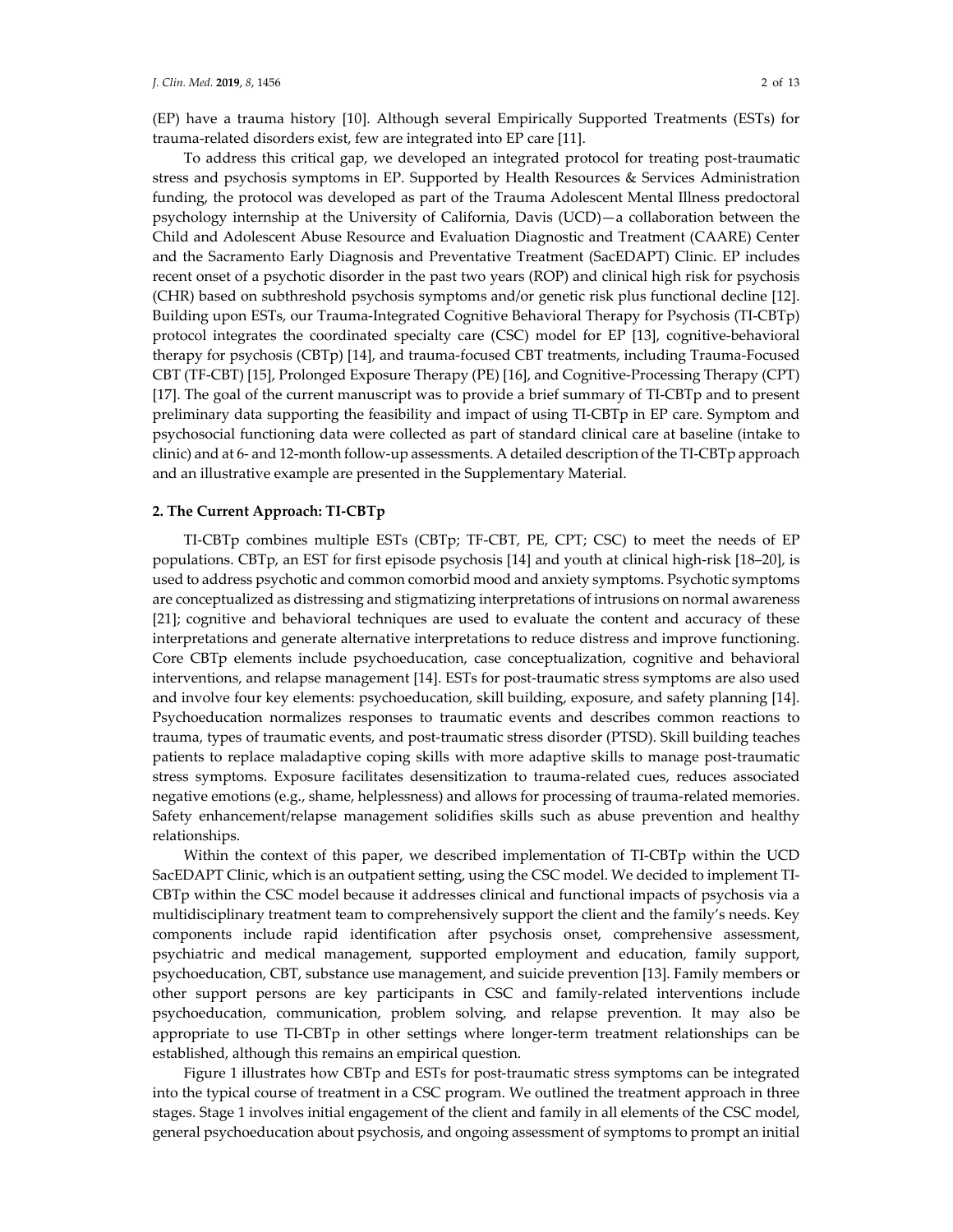(EP) have a trauma history [10]. Although several Empirically Supported Treatments (ESTs) for trauma-related disorders exist, few are integrated into EP care [11].

To address this critical gap, we developed an integrated protocol for treating post-traumatic stress and psychosis symptoms in EP. Supported by Health Resources & Services Administration funding, the protocol was developed as part of the Trauma Adolescent Mental Illness predoctoral psychology internship at the University of California, Davis (UCD)—a collaboration between the Child and Adolescent Abuse Resource and Evaluation Diagnostic and Treatment (CAARE) Center and the Sacramento Early Diagnosis and Preventative Treatment (SacEDAPT) Clinic. EP includes recent onset of a psychotic disorder in the past two years (ROP) and clinical high risk for psychosis (CHR) based on subthreshold psychosis symptoms and/or genetic risk plus functional decline [12]. Building upon ESTs, our Trauma-Integrated Cognitive Behavioral Therapy for Psychosis (TI-CBTp) protocol integrates the coordinated specialty care (CSC) model for EP [13], cognitive-behavioral therapy for psychosis (CBTp) [14], and trauma-focused CBT treatments, including Trauma-Focused CBT (TF-CBT) [15], Prolonged Exposure Therapy (PE) [16], and Cognitive-Processing Therapy (CPT) [17]. The goal of the current manuscript was to provide a brief summary of TI-CBTp and to present preliminary data supporting the feasibility and impact of using TI-CBTp in EP care. Symptom and psychosocial functioning data were collected as part of standard clinical care at baseline (intake to clinic) and at 6- and 12-month follow-up assessments. A detailed description of the TI-CBTp approach and an illustrative example are presented in the Supplementary Material.

## 2. The Current Approach: TI-CBTp

TI-CBTp combines multiple ESTs (CBTp; TF-CBT, PE, CPT; CSC) to meet the needs of EP populations. CBTp, an EST for first episode psychosis [14] and youth at clinical high-risk [18–20], is used to address psychotic and common comorbid mood and anxiety symptoms. Psychotic symptoms are conceptualized as distressing and stigmatizing interpretations of intrusions on normal awareness [21]; cognitive and behavioral techniques are used to evaluate the content and accuracy of these interpretations and generate alternative interpretations to reduce distress and improve functioning. Core CBTp elements include psychoeducation, case conceptualization, cognitive and behavioral interventions, and relapse management [14]. ESTs for post-traumatic stress symptoms are also used and involve four key elements: psychoeducation, skill building, exposure, and safety planning [14]. Psychoeducation normalizes responses to traumatic events and describes common reactions to trauma, types of traumatic events, and post-traumatic stress disorder (PTSD). Skill building teaches patients to replace maladaptive coping skills with more adaptive skills to manage post-traumatic stress symptoms. Exposure facilitates desensitization to trauma-related cues, reduces associated negative emotions (e.g., shame, helplessness) and allows for processing of trauma-related memories. Safety enhancement/relapse management solidifies skills such as abuse prevention and healthy relationships.

Within the context of this paper, we described implementation of TI-CBTp within the UCD SacEDAPT Clinic, which is an outpatient setting, using the CSC model. We decided to implement TI-CBTp within the CSC model because it addresses clinical and functional impacts of psychosis via a multidisciplinary treatment team to comprehensively support the client and the family's needs. Key components include rapid identification after psychosis onset, comprehensive assessment, psychiatric and medical management, supported employment and education, family support, psychoeducation, CBT, substance use management, and suicide prevention [13]. Family members or other support persons are key participants in CSC and family-related interventions include psychoeducation, communication, problem solving, and relapse prevention. It may also be appropriate to use TI-CBTp in other settings where longer-term treatment relationships can be established, although this remains an empirical question.

Figure 1 illustrates how CBTp and ESTs for post-traumatic stress symptoms can be integrated into the typical course of treatment in a CSC program. We outlined the treatment approach in three stages. Stage 1 involves initial engagement of the client and family in all elements of the CSC model, general psychoeducation about psychosis, and ongoing assessment of symptoms to prompt an initial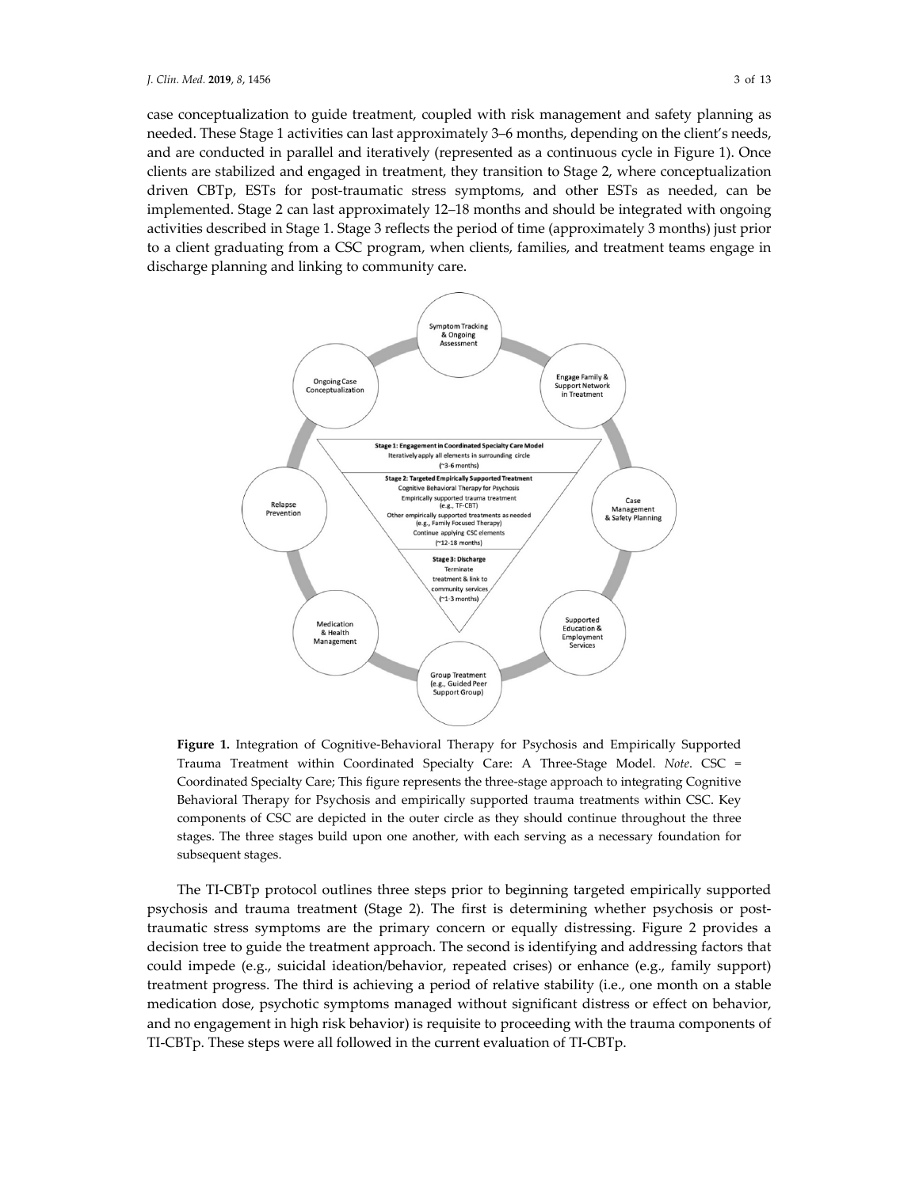case conceptualization to guide treatment, coupled with risk management and safety planning as needed. These Stage 1 activities can last approximately 3–6 months, depending on the client's needs, and are conducted in parallel and iteratively (represented as a continuous cycle in Figure 1). Once clients are stabilized and engaged in treatment, they transition to Stage 2, where conceptualization driven CBTp, ESTs for post-traumatic stress symptoms, and other ESTs as needed, can be implemented. Stage 2 can last approximately 12–18 months and should be integrated with ongoing activities described in Stage 1. Stage 3 reflects the period of time (approximately 3 months) just prior to a client graduating from a CSC program, when clients, families, and treatment teams engage in discharge planning and linking to community care.

**Figure 1.** Integration of Cognitive-Behavioral Therapy for Psychosis and Empirically Supported Trauma Treatment within Coordinated Specialty Care: A Three-Stage Model. *Note*. CSC = Coordinated Specialty Care; This figure represents the three-stage approach to integrating Cognitive Behavioral Therapy for Psychosis and empirically supported trauma treatments within CSC. Key components of CSC are depicted in the outer circle as they should continue throughout the three stages. The three stages build upon one another, with each serving as a necessary foundation for subsequent stages.

The TI-CBTp protocol outlines three steps prior to beginning targeted empirically supported psychosis and trauma treatment (Stage 2). The first is determining whether psychosis or post-traumatic stress symptoms are the primary concern or equally distressing. Figure 2 provides a decision tree to guide the treatment approach. The second is identifying and addressing factors that could impede (e.g., suicidal ideation/behavior, repeated crises) or enhance (e.g., family support) treatment progress. The third is achieving a period of relative stability (i.e., one month on a stable medication dose, psychotic symptoms managed without significant distress or effect on behavior, and no engagement in high risk behavior) is requisite to proceeding with the trauma components of TI-CBTp. These steps were all followed in the current evaluation of TI-CBTp.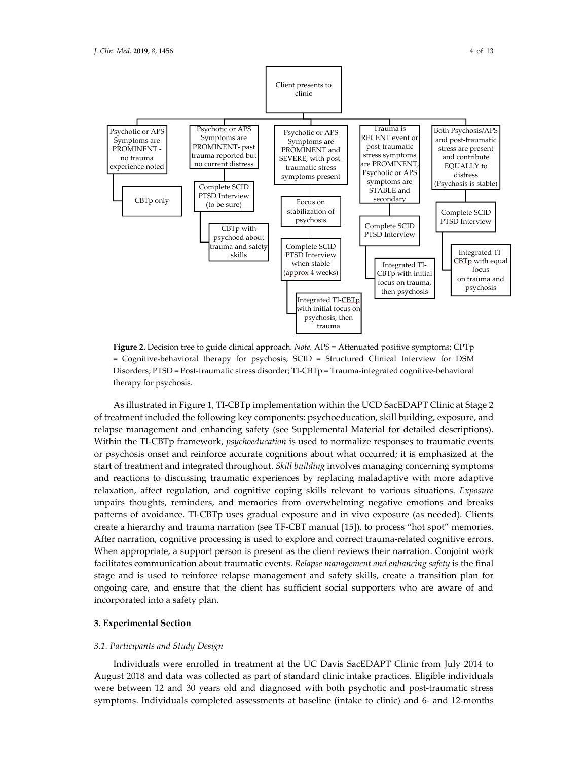- Client presents to clinic
  - Psychotic or APS Symptoms are PROMINENT - no trauma experience noted
    - CBTp only
  - Psychotic or APS Symptoms are PROMINENT- past trauma reported but no current distress
    - Complete SCID PTSD Interview (to be sure)
      - CBTp with psychoed about trauma and safety skills
  - Psychotic or APS Symptoms are PROMINENT and SEVERE, with post-traumatic stress symptoms present
    - Focus on stabilization of psychosis
      - Complete SCID PTSD Interview when stable (approx 4 weeks)
        - Integrated TI-CBTp with initial focus on psychosis, then trauma
  - Trauma is RECENT event or post-traumatic stress symptoms are PROMINENT, Psychotic or APS symptoms are STABLE and secondary
    - Complete SCID PTSD Interview
      - Integrated TI-CBTp with initial focus on trauma, then psychosis
  - Both Psychosis/APS and post-traumatic stress are present and contribute EQUALLY to distress (Psychosis is stable)
    - Complete SCID PTSD Interview
      - Integrated TI-CBTp with equal focus on trauma and psychosis

**Figure 2.** Decision tree to guide clinical approach. *Note.* APS = Attenuated positive symptoms; CPTp = Cognitive-behavioral therapy for psychosis; SCID = Structured Clinical Interview for DSM Disorders; PTSD = Post-traumatic stress disorder; TI-CBTp = Trauma-integrated cognitive-behavioral therapy for psychosis.

As illustrated in Figure 1, TI-CBTp implementation within the UCD SacEDAPT Clinic at Stage 2 of treatment included the following key components: psychoeducation, skill building, exposure, and relapse management and enhancing safety (see Supplemental Material for detailed descriptions). Within the TI-CBTp framework, *psychoeducation* is used to normalize responses to traumatic events or psychosis onset and reinforce accurate cognitions about what occurred; it is emphasized at the start of treatment and integrated throughout. *Skill building* involves managing concerning symptoms and reactions to discussing traumatic experiences by replacing maladaptive with more adaptive relaxation, affect regulation, and cognitive coping skills relevant to various situations. *Exposure* unpairs thoughts, reminders, and memories from overwhelming negative emotions and breaks patterns of avoidance. TI-CBTp uses gradual exposure and in vivo exposure (as needed). Clients create a hierarchy and trauma narration (see TF-CBT manual [15]), to process "hot spot" memories. After narration, cognitive processing is used to explore and correct trauma-related cognitive errors. When appropriate, a support person is present as the client reviews their narration. Conjoint work facilitates communication about traumatic events. *Relapse management and enhancing safety* is the final stage and is used to reinforce relapse management and safety skills, create a transition plan for ongoing care, and ensure that the client has sufficient social supporters who are aware of and incorporated into a safety plan.

## 3. Experimental Section

### *3.1. Participants and Study Design*

Individuals were enrolled in treatment at the UC Davis SacEDAPT Clinic from July 2014 to August 2018 and data was collected as part of standard clinic intake practices. Eligible individuals were between 12 and 30 years old and diagnosed with both psychotic and post-traumatic stress symptoms. Individuals completed assessments at baseline (intake to clinic) and 6- and 12-months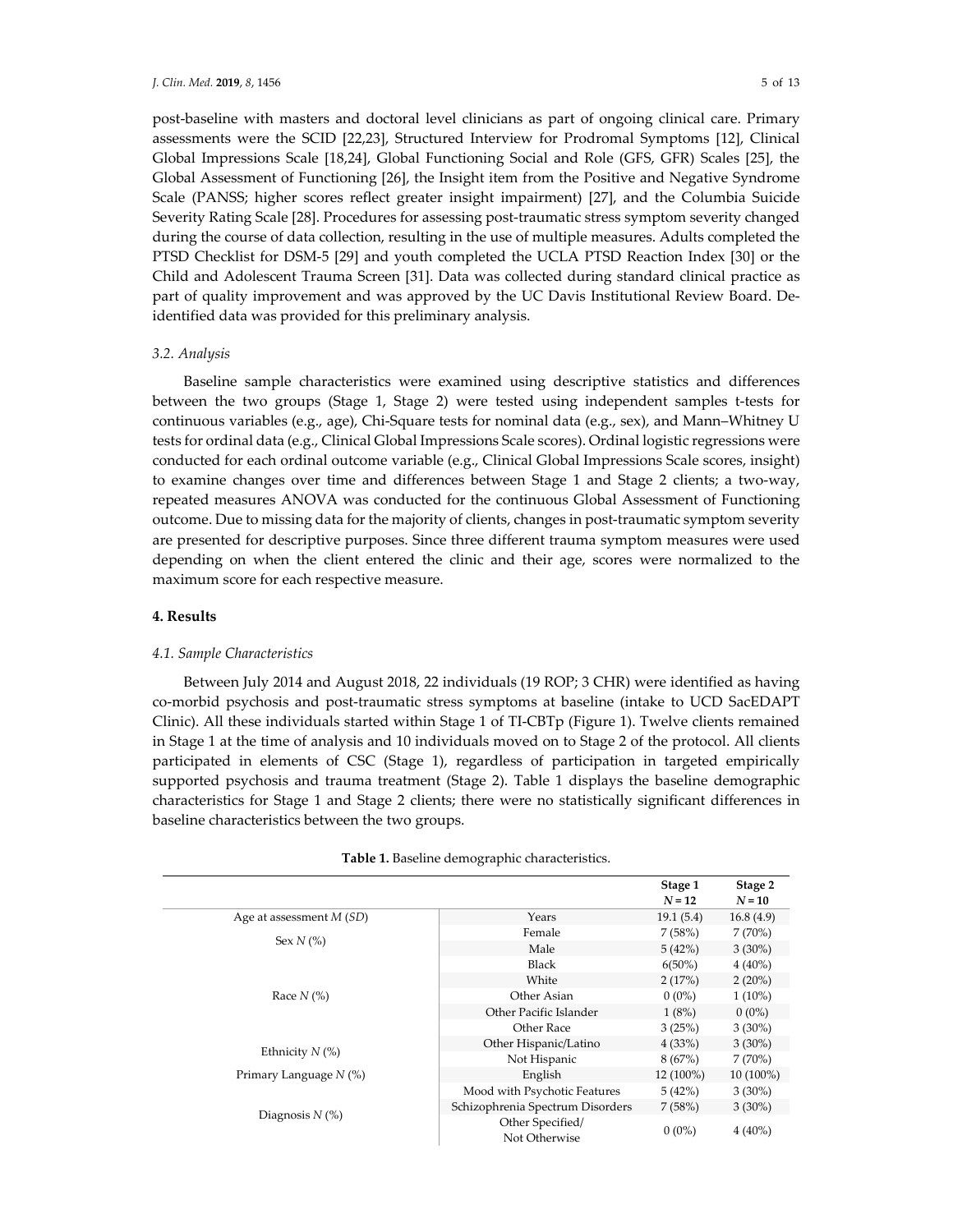post-baseline with masters and doctoral level clinicians as part of ongoing clinical care. Primary assessments were the SCID [22,23], Structured Interview for Prodromal Symptoms [12], Clinical Global Impressions Scale [18,24], Global Functioning Social and Role (GFS, GFR) Scales [25], the Global Assessment of Functioning [26], the Insight item from the Positive and Negative Syndrome Scale (PANSS; higher scores reflect greater insight impairment) [27], and the Columbia Suicide Severity Rating Scale [28]. Procedures for assessing post-traumatic stress symptom severity changed during the course of data collection, resulting in the use of multiple measures. Adults completed the PTSD Checklist for DSM-5 [29] and youth completed the UCLA PTSD Reaction Index [30] or the Child and Adolescent Trauma Screen [31]. Data was collected during standard clinical practice as part of quality improvement and was approved by the UC Davis Institutional Review Board. De-identified data was provided for this preliminary analysis.

### *3.2. Analysis*

Baseline sample characteristics were examined using descriptive statistics and differences between the two groups (Stage 1, Stage 2) were tested using independent samples t-tests for continuous variables (e.g., age), Chi-Square tests for nominal data (e.g., sex), and Mann–Whitney U tests for ordinal data (e.g., Clinical Global Impressions Scale scores). Ordinal logistic regressions were conducted for each ordinal outcome variable (e.g., Clinical Global Impressions Scale scores, insight) to examine changes over time and differences between Stage 1 and Stage 2 clients; a two-way, repeated measures ANOVA was conducted for the continuous Global Assessment of Functioning outcome. Due to missing data for the majority of clients, changes in post-traumatic symptom severity are presented for descriptive purposes. Since three different trauma symptom measures were used depending on when the client entered the clinic and their age, scores were normalized to the maximum score for each respective measure.

## **4. Results**

### *4.1. Sample Characteristics*

Between July 2014 and August 2018, 22 individuals (19 ROP; 3 CHR) were identified as having co-morbid psychosis and post-traumatic stress symptoms at baseline (intake to UCD SacEDAPT Clinic). All these individuals started within Stage 1 of TI-CBTp (Figure 1). Twelve clients remained in Stage 1 at the time of analysis and 10 individuals moved on to Stage 2 of the protocol. All clients participated in elements of CSC (Stage 1), regardless of participation in targeted empirically supported psychosis and trauma treatment (Stage 2). Table 1 displays the baseline demographic characteristics for Stage 1 and Stage 2 clients; there were no statistically significant differences in baseline characteristics between the two groups.

**Table 1.** Baseline demographic characteristics.

| | | Stage 1 $N = 12$ | Stage 2 $N = 10$ |
|---|---|---|---|
| Age at assessment *M* (*SD*) | Years | 19.1 (5.4) | 16.8 (4.9) |
| Sex *N* (%) | Female | 7 (58%) | 7 (70%) |
| | Male | 5 (42%) | 3 (30%) |
| Race *N* (%) | Black | 6(50%) | 4 (40%) |
| | White | 2 (17%) | 2 (20%) |
| | Other Asian | 0 (0%) | 1 (10%) |
| | Other Pacific Islander | 1 (8%) | 0 (0%) |
| | Other Race | 3 (25%) | 3 (30%) |
| Ethnicity *N* (%) | Other Hispanic/Latino | 4 (33%) | 3 (30%) |
| | Not Hispanic | 8 (67%) | 7 (70%) |
| Primary Language *N* (%) | English | 12 (100%) | 10 (100%) |
| Diagnosis *N* (%) | Mood with Psychotic Features | 5 (42%) | 3 (30%) |
| | Schizophrenia Spectrum Disorders | 7 (58%) | 3 (30%) |
| | Other Specified/ Not Otherwise | 0 (0%) | 4 (40%) |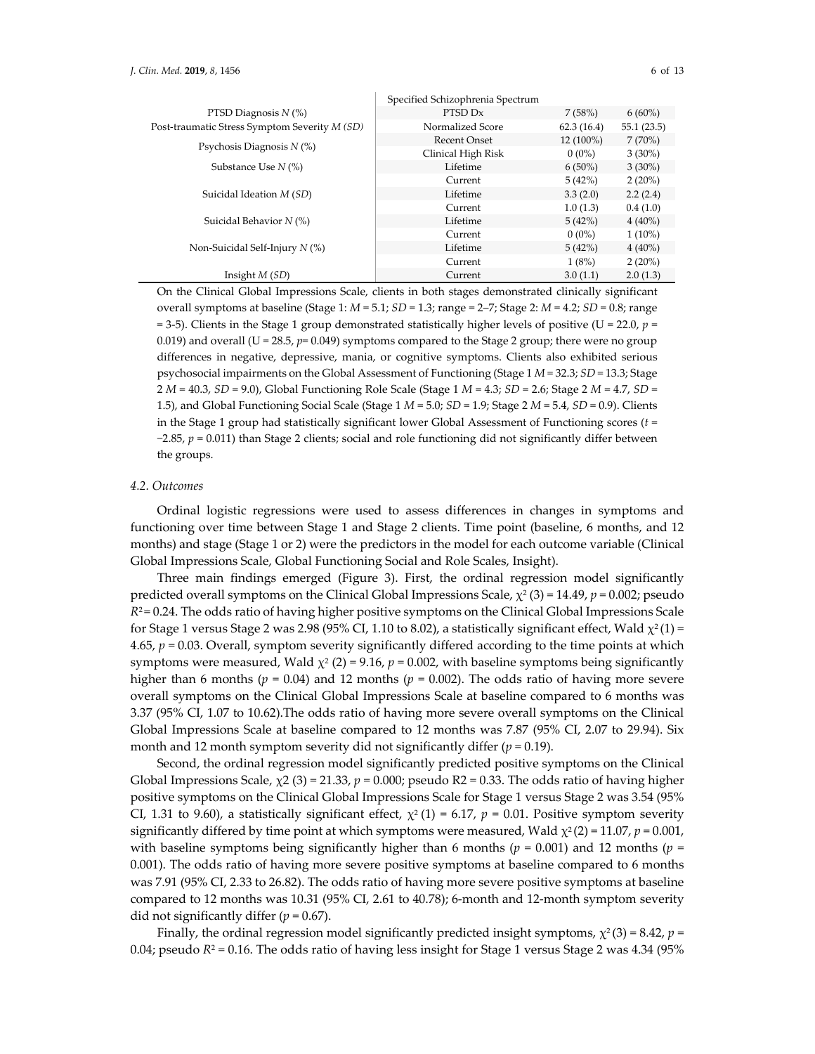| | Specified Schizophrenia Spectrum | | |
|---|---|---|---|
| PTSD Diagnosis *N* (%) | PTSD Dx | 7 (58%) | 6 (60%) |
| Post-traumatic Stress Symptom Severity *M (SD)* | Normalized Score | 62.3 (16.4) | 55.1 (23.5) |
| Psychosis Diagnosis *N* (%) | Recent Onset | 12 (100%) | 7 (70%) |
| | Clinical High Risk | 0 (0%) | 3 (30%) |
| Substance Use *N* (%) | Lifetime | 6 (50%) | 3 (30%) |
| | Current | 5 (42%) | 2 (20%) |
| Suicidal Ideation *M* (*SD*) | Lifetime | 3.3 (2.0) | 2.2 (2.4) |
| | Current | 1.0 (1.3) | 0.4 (1.0) |
| Suicidal Behavior *N* (%) | Lifetime | 5 (42%) | 4 (40%) |
| | Current | 0 (0%) | 1 (10%) |
| Non-Suicidal Self-Injury *N* (%) | Lifetime | 5 (42%) | 4 (40%) |
| | Current | 1 (8%) | 2 (20%) |
| Insight *M* (*SD*) | Current | 3.0 (1.1) | 2.0 (1.3) |

On the Clinical Global Impressions Scale, clients in both stages demonstrated clinically significant overall symptoms at baseline (Stage 1: $M = 5.1$; $SD = 1.3$; range = 2–7; Stage 2: $M = 4.2$; $SD = 0.8$; range = 3-5). Clients in the Stage 1 group demonstrated statistically higher levels of positive (U = 22.0, $p$ = 0.019) and overall (U = 28.5, $p$= 0.049) symptoms compared to the Stage 2 group; there were no group differences in negative, depressive, mania, or cognitive symptoms. Clients also exhibited serious psychosocial impairments on the Global Assessment of Functioning (Stage 1 $M = 32.3$; $SD = 13.3$; Stage 2 $M = 40.3$, $SD = 9.0$), Global Functioning Role Scale (Stage 1 $M = 4.3$; $SD = 2.6$; Stage 2 $M = 4.7$, $SD = 1.5$), and Global Functioning Social Scale (Stage 1 $M = 5.0$; $SD = 1.9$; Stage 2 $M = 5.4$, $SD = 0.9$). Clients in the Stage 1 group had statistically significant lower Global Assessment of Functioning scores ($t = -2.85$, $p = 0.011$) than Stage 2 clients; social and role functioning did not significantly differ between the groups.

### 4.2. Outcomes

Ordinal logistic regressions were used to assess differences in changes in symptoms and functioning over time between Stage 1 and Stage 2 clients. Time point (baseline, 6 months, and 12 months) and stage (Stage 1 or 2) were the predictors in the model for each outcome variable (Clinical Global Impressions Scale, Global Functioning Social and Role Scales, Insight).

Three main findings emerged (Figure 3). First, the ordinal regression model significantly predicted overall symptoms on the Clinical Global Impressions Scale, $\chi^2(3) = 14.49$, $p = 0.002$; pseudo $R^2 = 0.24$. The odds ratio of having higher positive symptoms on the Clinical Global Impressions Scale for Stage 1 versus Stage 2 was 2.98 (95% CI, 1.10 to 8.02), a statistically significant effect, Wald $\chi^2(1) = 4.65$, $p = 0.03$. Overall, symptom severity significantly differed according to the time points at which symptoms were measured, Wald $\chi^2(2) = 9.16$, $p = 0.002$, with baseline symptoms being significantly higher than 6 months ($p = 0.04$) and 12 months ($p = 0.002$). The odds ratio of having more severe overall symptoms on the Clinical Global Impressions Scale at baseline compared to 6 months was 3.37 (95% CI, 1.07 to 10.62).The odds ratio of having more severe overall symptoms on the Clinical Global Impressions Scale at baseline compared to 12 months was 7.87 (95% CI, 2.07 to 29.94). Six month and 12 month symptom severity did not significantly differ ($p = 0.19$).

Second, the ordinal regression model significantly predicted positive symptoms on the Clinical Global Impressions Scale, $\chi2(3) = 21.33$, $p = 0.000$; pseudo R2 = 0.33. The odds ratio of having higher positive symptoms on the Clinical Global Impressions Scale for Stage 1 versus Stage 2 was 3.54 (95% CI, 1.31 to 9.60), a statistically significant effect, $\chi^2(1) = 6.17$, $p = 0.01$. Positive symptom severity significantly differed by time point at which symptoms were measured, Wald $\chi^2(2) = 11.07$, $p = 0.001$, with baseline symptoms being significantly higher than 6 months ($p = 0.001$) and 12 months ($p = 0.001$). The odds ratio of having more severe positive symptoms at baseline compared to 6 months was 7.91 (95% CI, 2.33 to 26.82). The odds ratio of having more severe positive symptoms at baseline compared to 12 months was 10.31 (95% CI, 2.61 to 40.78); 6-month and 12-month symptom severity did not significantly differ ($p = 0.67$).

Finally, the ordinal regression model significantly predicted insight symptoms, $\chi^2(3) = 8.42$, $p = 0.04$; pseudo $R^2 = 0.16$. The odds ratio of having less insight for Stage 1 versus Stage 2 was 4.34 (95%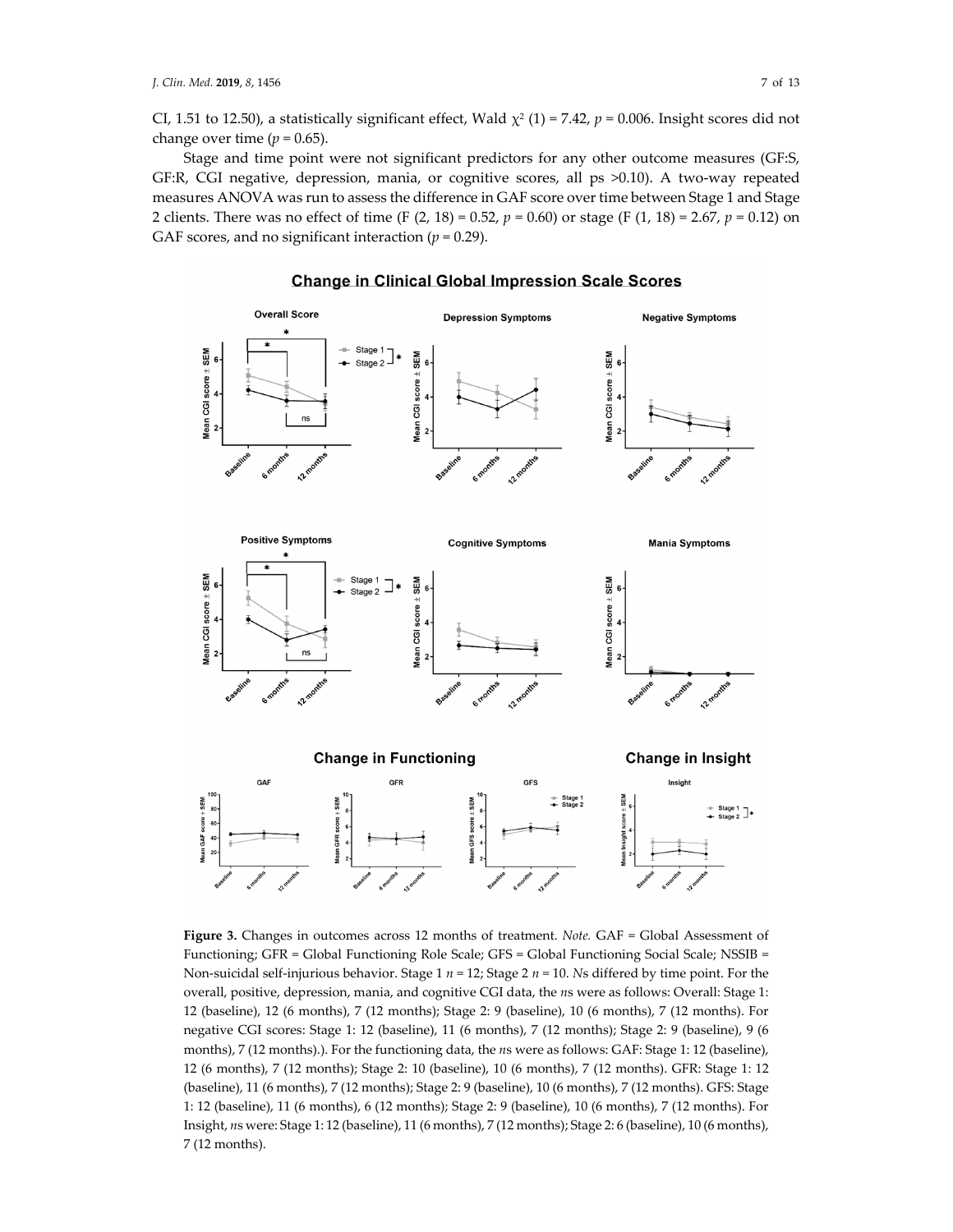CI, 1.51 to 12.50), a statistically significant effect, Wald $\chi^2$ (1) = 7.42, $p = 0.006$. Insight scores did not change over time ($p = 0.65$).

Stage and time point were not significant predictors for any other outcome measures (GF:S, GF:R, CGI negative, depression, mania, or cognitive scores, all ps >0.10). A two-way repeated measures ANOVA was run to assess the difference in GAF score over time between Stage 1 and Stage 2 clients. There was no effect of time (F (2, 18) = 0.52, $p = 0.60$) or stage (F (1, 18) = 2.67, $p = 0.12$) on GAF scores, and no significant interaction ($p = 0.29$).

**Figure 3.** Changes in outcomes across 12 months of treatment. *Note.* GAF = Global Assessment of Functioning; GFR = Global Functioning Role Scale; GFS = Global Functioning Social Scale; NSSIB = Non-suicidal self-injurious behavior. Stage 1 $n = 12$; Stage 2 $n = 10$. *N*s differed by time point. For the overall, positive, depression, mania, and cognitive CGI data, the *n*s were as follows: Overall: Stage 1: 12 (baseline), 12 (6 months), 7 (12 months); Stage 2: 9 (baseline), 10 (6 months), 7 (12 months). For negative CGI scores: Stage 1: 12 (baseline), 11 (6 months), 7 (12 months); Stage 2: 9 (baseline), 9 (6 months), 7 (12 months).). For the functioning data, the *n*s were as follows: GAF: Stage 1: 12 (baseline), 12 (6 months), 7 (12 months); Stage 2: 10 (baseline), 10 (6 months), 7 (12 months). GFR: Stage 1: 12 (baseline), 11 (6 months), 7 (12 months); Stage 2: 9 (baseline), 10 (6 months), 7 (12 months). GFS: Stage 1: 12 (baseline), 11 (6 months), 6 (12 months); Stage 2: 9 (baseline), 10 (6 months), 7 (12 months). For Insight, *n*s were: Stage 1: 12 (baseline), 11 (6 months), 7 (12 months); Stage 2: 6 (baseline), 10 (6 months), 7 (12 months).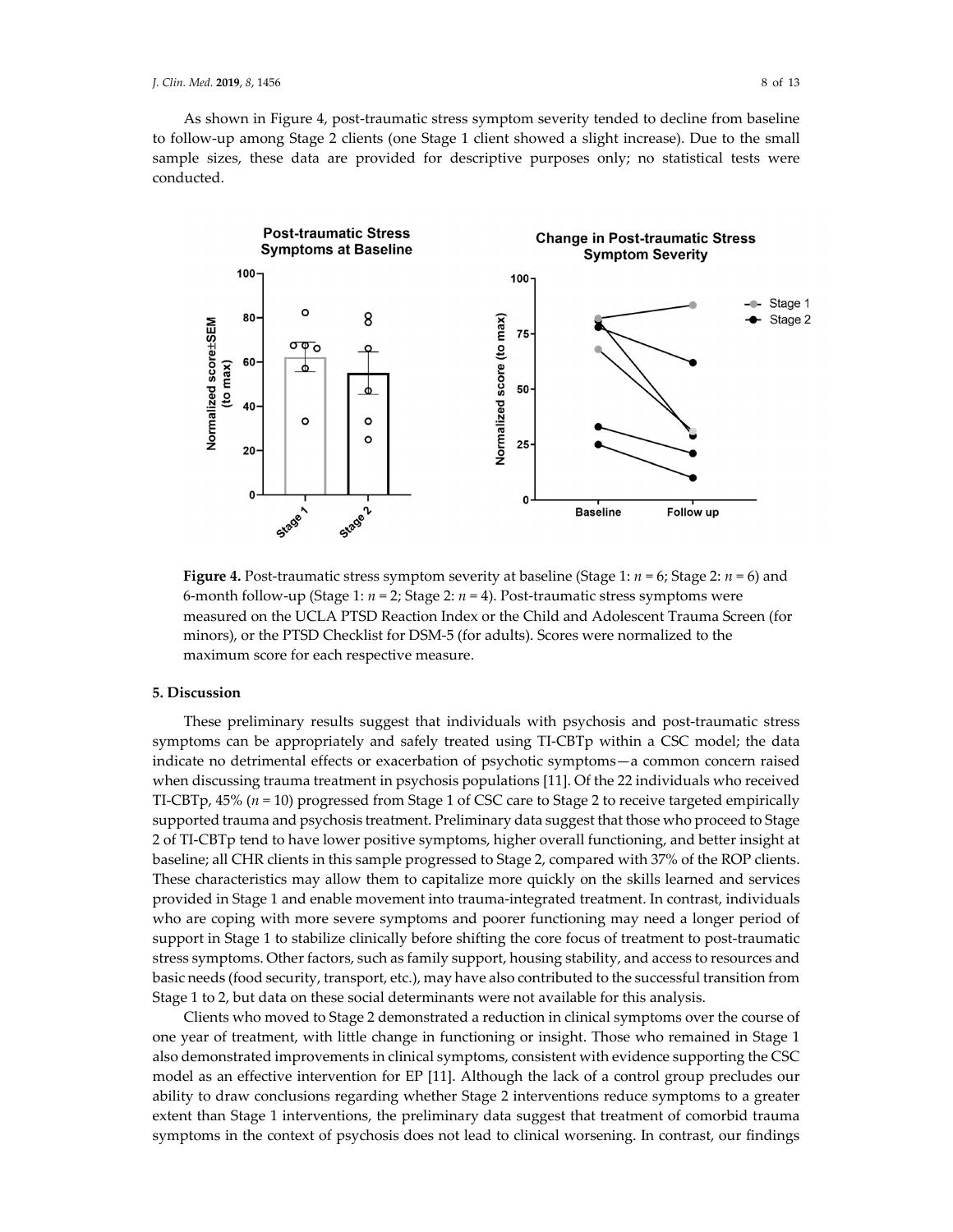As shown in Figure 4, post-traumatic stress symptom severity tended to decline from baseline to follow-up among Stage 2 clients (one Stage 1 client showed a slight increase). Due to the small sample sizes, these data are provided for descriptive purposes only; no statistical tests were conducted.

**Figure 4.** Post-traumatic stress symptom severity at baseline (Stage 1: $n = 6$; Stage 2: $n = 6$) and 6-month follow-up (Stage 1: $n = 2$; Stage 2: $n = 4$). Post-traumatic stress symptoms were measured on the UCLA PTSD Reaction Index or the Child and Adolescent Trauma Screen (for minors), or the PTSD Checklist for DSM-5 (for adults). Scores were normalized to the maximum score for each respective measure.

## 5. Discussion

These preliminary results suggest that individuals with psychosis and post-traumatic stress symptoms can be appropriately and safely treated using TI-CBTp within a CSC model; the data indicate no detrimental effects or exacerbation of psychotic symptoms—a common concern raised when discussing trauma treatment in psychosis populations [11]. Of the 22 individuals who received TI-CBTp, 45% ($n = 10$) progressed from Stage 1 of CSC care to Stage 2 to receive targeted empirically supported trauma and psychosis treatment. Preliminary data suggest that those who proceed to Stage 2 of TI-CBTp tend to have lower positive symptoms, higher overall functioning, and better insight at baseline; all CHR clients in this sample progressed to Stage 2, compared with 37% of the ROP clients. These characteristics may allow them to capitalize more quickly on the skills learned and services provided in Stage 1 and enable movement into trauma-integrated treatment. In contrast, individuals who are coping with more severe symptoms and poorer functioning may need a longer period of support in Stage 1 to stabilize clinically before shifting the core focus of treatment to post-traumatic stress symptoms. Other factors, such as family support, housing stability, and access to resources and basic needs (food security, transport, etc.), may have also contributed to the successful transition from Stage 1 to 2, but data on these social determinants were not available for this analysis.

Clients who moved to Stage 2 demonstrated a reduction in clinical symptoms over the course of one year of treatment, with little change in functioning or insight. Those who remained in Stage 1 also demonstrated improvements in clinical symptoms, consistent with evidence supporting the CSC model as an effective intervention for EP [11]. Although the lack of a control group precludes our ability to draw conclusions regarding whether Stage 2 interventions reduce symptoms to a greater extent than Stage 1 interventions, the preliminary data suggest that treatment of comorbid trauma symptoms in the context of psychosis does not lead to clinical worsening. In contrast, our findings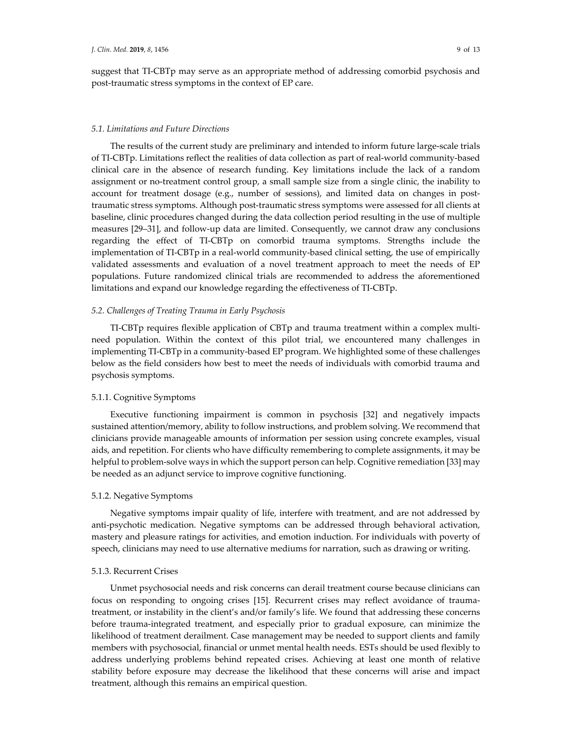suggest that TI-CBTp may serve as an appropriate method of addressing comorbid psychosis and post-traumatic stress symptoms in the context of EP care.

### *5.1. Limitations and Future Directions*

The results of the current study are preliminary and intended to inform future large-scale trials of TI-CBTp. Limitations reflect the realities of data collection as part of real-world community-based clinical care in the absence of research funding. Key limitations include the lack of a random assignment or no-treatment control group, a small sample size from a single clinic, the inability to account for treatment dosage (e.g., number of sessions), and limited data on changes in post-traumatic stress symptoms. Although post-traumatic stress symptoms were assessed for all clients at baseline, clinic procedures changed during the data collection period resulting in the use of multiple measures [29–31], and follow-up data are limited. Consequently, we cannot draw any conclusions regarding the effect of TI-CBTp on comorbid trauma symptoms. Strengths include the implementation of TI-CBTp in a real-world community-based clinical setting, the use of empirically validated assessments and evaluation of a novel treatment approach to meet the needs of EP populations. Future randomized clinical trials are recommended to address the aforementioned limitations and expand our knowledge regarding the effectiveness of TI-CBTp.

### *5.2. Challenges of Treating Trauma in Early Psychosis*

TI-CBTp requires flexible application of CBTp and trauma treatment within a complex multi-need population. Within the context of this pilot trial, we encountered many challenges in implementing TI-CBTp in a community-based EP program. We highlighted some of these challenges below as the field considers how best to meet the needs of individuals with comorbid trauma and psychosis symptoms.

#### 5.1.1. Cognitive Symptoms

Executive functioning impairment is common in psychosis [32] and negatively impacts sustained attention/memory, ability to follow instructions, and problem solving. We recommend that clinicians provide manageable amounts of information per session using concrete examples, visual aids, and repetition. For clients who have difficulty remembering to complete assignments, it may be helpful to problem-solve ways in which the support person can help. Cognitive remediation [33] may be needed as an adjunct service to improve cognitive functioning.

#### 5.1.2. Negative Symptoms

Negative symptoms impair quality of life, interfere with treatment, and are not addressed by anti-psychotic medication. Negative symptoms can be addressed through behavioral activation, mastery and pleasure ratings for activities, and emotion induction. For individuals with poverty of speech, clinicians may need to use alternative mediums for narration, such as drawing or writing.

#### 5.1.3. Recurrent Crises

Unmet psychosocial needs and risk concerns can derail treatment course because clinicians can focus on responding to ongoing crises [15]. Recurrent crises may reflect avoidance of trauma-treatment, or instability in the client's and/or family's life. We found that addressing these concerns before trauma-integrated treatment, and especially prior to gradual exposure, can minimize the likelihood of treatment derailment. Case management may be needed to support clients and family members with psychosocial, financial or unmet mental health needs. ESTs should be used flexibly to address underlying problems behind repeated crises. Achieving at least one month of relative stability before exposure may decrease the likelihood that these concerns will arise and impact treatment, although this remains an empirical question.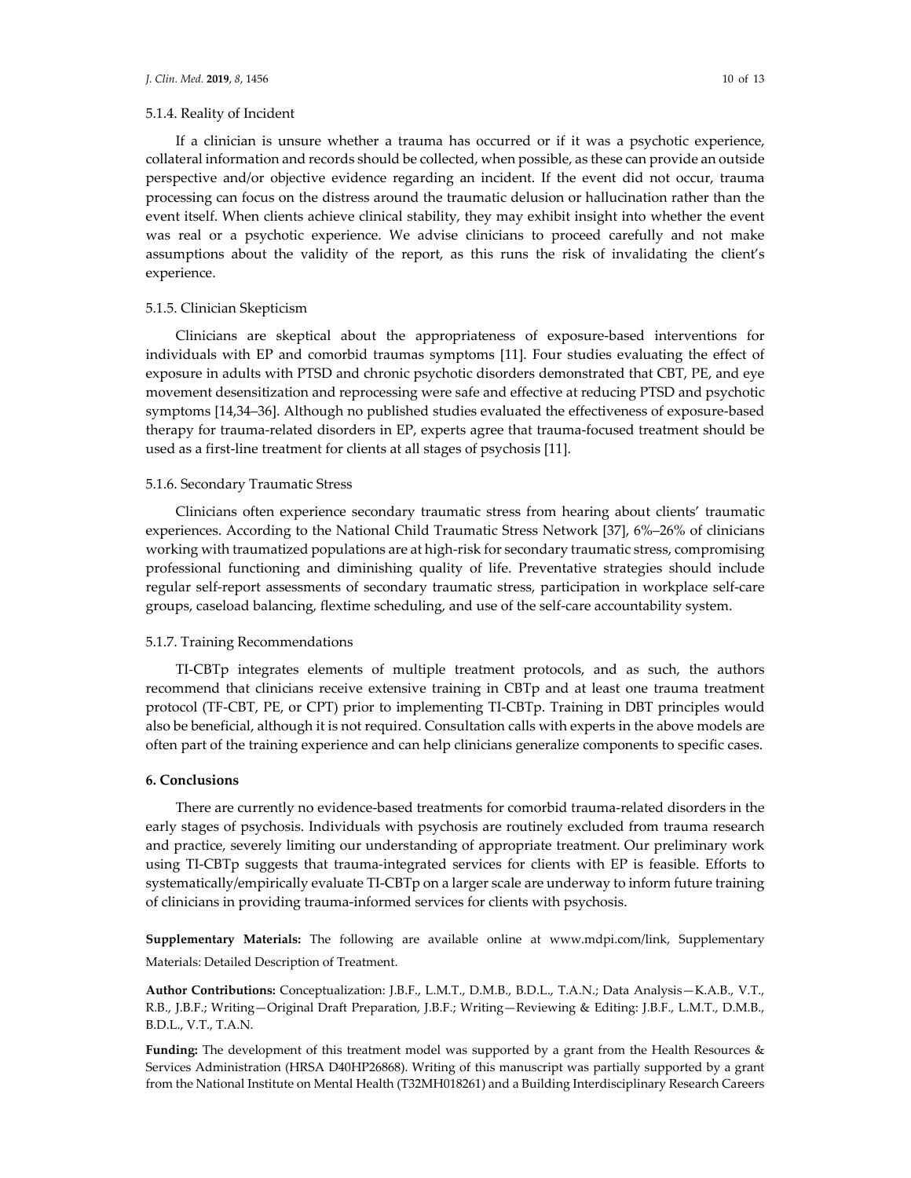#### 5.1.4. Reality of Incident

If a clinician is unsure whether a trauma has occurred or if it was a psychotic experience, collateral information and records should be collected, when possible, as these can provide an outside perspective and/or objective evidence regarding an incident. If the event did not occur, trauma processing can focus on the distress around the traumatic delusion or hallucination rather than the event itself. When clients achieve clinical stability, they may exhibit insight into whether the event was real or a psychotic experience. We advise clinicians to proceed carefully and not make assumptions about the validity of the report, as this runs the risk of invalidating the client's experience.

#### 5.1.5. Clinician Skepticism

Clinicians are skeptical about the appropriateness of exposure-based interventions for individuals with EP and comorbid traumas symptoms [11]. Four studies evaluating the effect of exposure in adults with PTSD and chronic psychotic disorders demonstrated that CBT, PE, and eye movement desensitization and reprocessing were safe and effective at reducing PTSD and psychotic symptoms [14,34–36]. Although no published studies evaluated the effectiveness of exposure-based therapy for trauma-related disorders in EP, experts agree that trauma-focused treatment should be used as a first-line treatment for clients at all stages of psychosis [11].

#### 5.1.6. Secondary Traumatic Stress

Clinicians often experience secondary traumatic stress from hearing about clients' traumatic experiences. According to the National Child Traumatic Stress Network [37], 6%–26% of clinicians working with traumatized populations are at high-risk for secondary traumatic stress, compromising professional functioning and diminishing quality of life. Preventative strategies should include regular self-report assessments of secondary traumatic stress, participation in workplace self-care groups, caseload balancing, flextime scheduling, and use of the self-care accountability system.

#### 5.1.7. Training Recommendations

TI-CBTp integrates elements of multiple treatment protocols, and as such, the authors recommend that clinicians receive extensive training in CBTp and at least one trauma treatment protocol (TF-CBT, PE, or CPT) prior to implementing TI-CBTp. Training in DBT principles would also be beneficial, although it is not required. Consultation calls with experts in the above models are often part of the training experience and can help clinicians generalize components to specific cases.

## 6. Conclusions

There are currently no evidence-based treatments for comorbid trauma-related disorders in the early stages of psychosis. Individuals with psychosis are routinely excluded from trauma research and practice, severely limiting our understanding of appropriate treatment. Our preliminary work using TI-CBTp suggests that trauma-integrated services for clients with EP is feasible. Efforts to systematically/empirically evaluate TI-CBTp on a larger scale are underway to inform future training of clinicians in providing trauma-informed services for clients with psychosis.

**Supplementary Materials:** The following are available online at www.mdpi.com/link, Supplementary Materials: Detailed Description of Treatment.

**Author Contributions:** Conceptualization: J.B.F., L.M.T., D.M.B., B.D.L., T.A.N.; Data Analysis—K.A.B., V.T., R.B., J.B.F.; Writing—Original Draft Preparation, J.B.F.; Writing—Reviewing & Editing: J.B.F., L.M.T., D.M.B., B.D.L., V.T., T.A.N.

**Funding:** The development of this treatment model was supported by a grant from the Health Resources & Services Administration (HRSA D40HP26868). Writing of this manuscript was partially supported by a grant from the National Institute on Mental Health (T32MH018261) and a Building Interdisciplinary Research Careers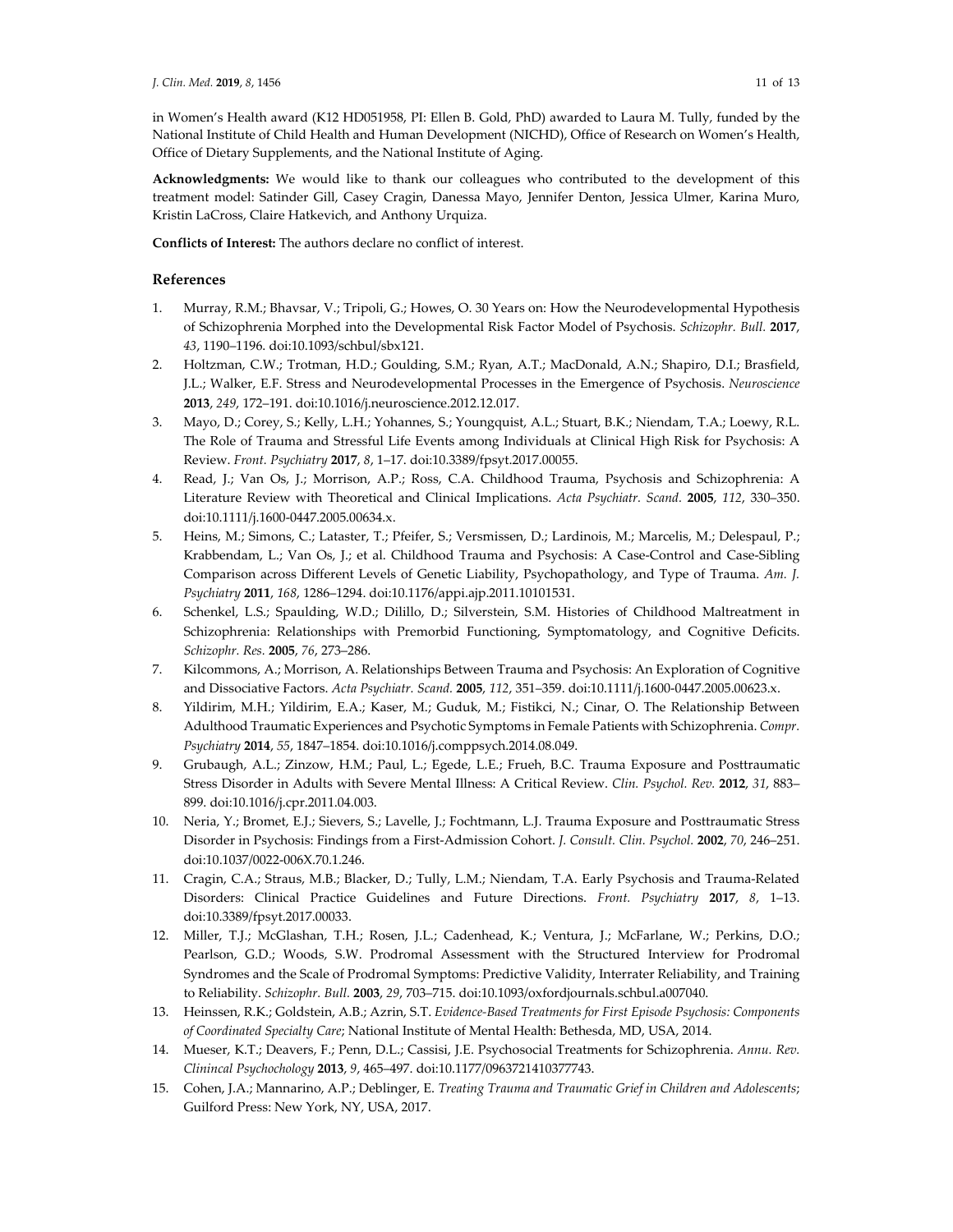in Women's Health award (K12 HD051958, PI: Ellen B. Gold, PhD) awarded to Laura M. Tully, funded by the National Institute of Child Health and Human Development (NICHD), Office of Research on Women's Health, Office of Dietary Supplements, and the National Institute of Aging.

**Acknowledgments:** We would like to thank our colleagues who contributed to the development of this treatment model: Satinder Gill, Casey Cragin, Danessa Mayo, Jennifer Denton, Jessica Ulmer, Karina Muro, Kristin LaCross, Claire Hatkevich, and Anthony Urquiza.

**Conflicts of Interest:** The authors declare no conflict of interest.

## References

1. Murray, R.M.; Bhavsar, V.; Tripoli, G.; Howes, O. 30 Years on: How the Neurodevelopmental Hypothesis of Schizophrenia Morphed into the Developmental Risk Factor Model of Psychosis. *Schizophr. Bull.* **2017**, *43*, 1190–1196. doi:10.1093/schbul/sbx121.
2. Holtzman, C.W.; Trotman, H.D.; Goulding, S.M.; Ryan, A.T.; MacDonald, A.N.; Shapiro, D.I.; Brasfield, J.L.; Walker, E.F. Stress and Neurodevelopmental Processes in the Emergence of Psychosis. *Neuroscience* **2013**, *249*, 172–191. doi:10.1016/j.neuroscience.2012.12.017.
3. Mayo, D.; Corey, S.; Kelly, L.H.; Yohannes, S.; Youngquist, A.L.; Stuart, B.K.; Niendam, T.A.; Loewy, R.L. The Role of Trauma and Stressful Life Events among Individuals at Clinical High Risk for Psychosis: A Review. *Front. Psychiatry* **2017**, *8*, 1–17. doi:10.3389/fpsyt.2017.00055.
4. Read, J.; Van Os, J.; Morrison, A.P.; Ross, C.A. Childhood Trauma, Psychosis and Schizophrenia: A Literature Review with Theoretical and Clinical Implications. *Acta Psychiatr. Scand.* **2005**, *112*, 330–350. doi:10.1111/j.1600-0447.2005.00634.x.
5. Heins, M.; Simons, C.; Lataster, T.; Pfeifer, S.; Versmissen, D.; Lardinois, M.; Marcelis, M.; Delespaul, P.; Krabbendam, L.; Van Os, J.; et al. Childhood Trauma and Psychosis: A Case-Control and Case-Sibling Comparison across Different Levels of Genetic Liability, Psychopathology, and Type of Trauma. *Am. J. Psychiatry* **2011**, *168*, 1286–1294. doi:10.1176/appi.ajp.2011.10101531.
6. Schenkel, L.S.; Spaulding, W.D.; Dilillo, D.; Silverstein, S.M. Histories of Childhood Maltreatment in Schizophrenia: Relationships with Premorbid Functioning, Symptomatology, and Cognitive Deficits. *Schizophr. Res.* **2005**, *76*, 273–286.
7. Kilcommons, A.; Morrison, A. Relationships Between Trauma and Psychosis: An Exploration of Cognitive and Dissociative Factors. *Acta Psychiatr. Scand.* **2005**, *112*, 351–359. doi:10.1111/j.1600-0447.2005.00623.x.
8. Yildirim, M.H.; Yildirim, E.A.; Kaser, M.; Guduk, M.; Fistikci, N.; Cinar, O. The Relationship Between Adulthood Traumatic Experiences and Psychotic Symptoms in Female Patients with Schizophrenia. *Compr. Psychiatry* **2014**, *55*, 1847–1854. doi:10.1016/j.comppsych.2014.08.049.
9. Grubaugh, A.L.; Zinzow, H.M.; Paul, L.; Egede, L.E.; Frueh, B.C. Trauma Exposure and Posttraumatic Stress Disorder in Adults with Severe Mental Illness: A Critical Review. *Clin. Psychol. Rev.* **2012**, *31*, 883–899. doi:10.1016/j.cpr.2011.04.003.
10. Neria, Y.; Bromet, E.J.; Sievers, S.; Lavelle, J.; Fochtmann, L.J. Trauma Exposure and Posttraumatic Stress Disorder in Psychosis: Findings from a First-Admission Cohort. *J. Consult. Clin. Psychol.* **2002**, *70*, 246–251. doi:10.1037/0022-006X.70.1.246.
11. Cragin, C.A.; Straus, M.B.; Blacker, D.; Tully, L.M.; Niendam, T.A. Early Psychosis and Trauma-Related Disorders: Clinical Practice Guidelines and Future Directions. *Front. Psychiatry* **2017**, *8*, 1–13. doi:10.3389/fpsyt.2017.00033.
12. Miller, T.J.; McGlashan, T.H.; Rosen, J.L.; Cadenhead, K.; Ventura, J.; McFarlane, W.; Perkins, D.O.; Pearlson, G.D.; Woods, S.W. Prodromal Assessment with the Structured Interview for Prodromal Syndromes and the Scale of Prodromal Symptoms: Predictive Validity, Interrater Reliability, and Training to Reliability. *Schizophr. Bull.* **2003**, *29*, 703–715. doi:10.1093/oxfordjournals.schbul.a007040.
13. Heinssen, R.K.; Goldstein, A.B.; Azrin, S.T. *Evidence-Based Treatments for First Episode Psychosis: Components of Coordinated Specialty Care*; National Institute of Mental Health: Bethesda, MD, USA, 2014.
14. Mueser, K.T.; Deavers, F.; Penn, D.L.; Cassisi, J.E. Psychosocial Treatments for Schizophrenia. *Annu. Rev. Clinincal Psychochology* **2013**, *9*, 465–497. doi:10.1177/0963721410377743.
15. Cohen, J.A.; Mannarino, A.P.; Deblinger, E. *Treating Trauma and Traumatic Grief in Children and Adolescents*; Guilford Press: New York, NY, USA, 2017.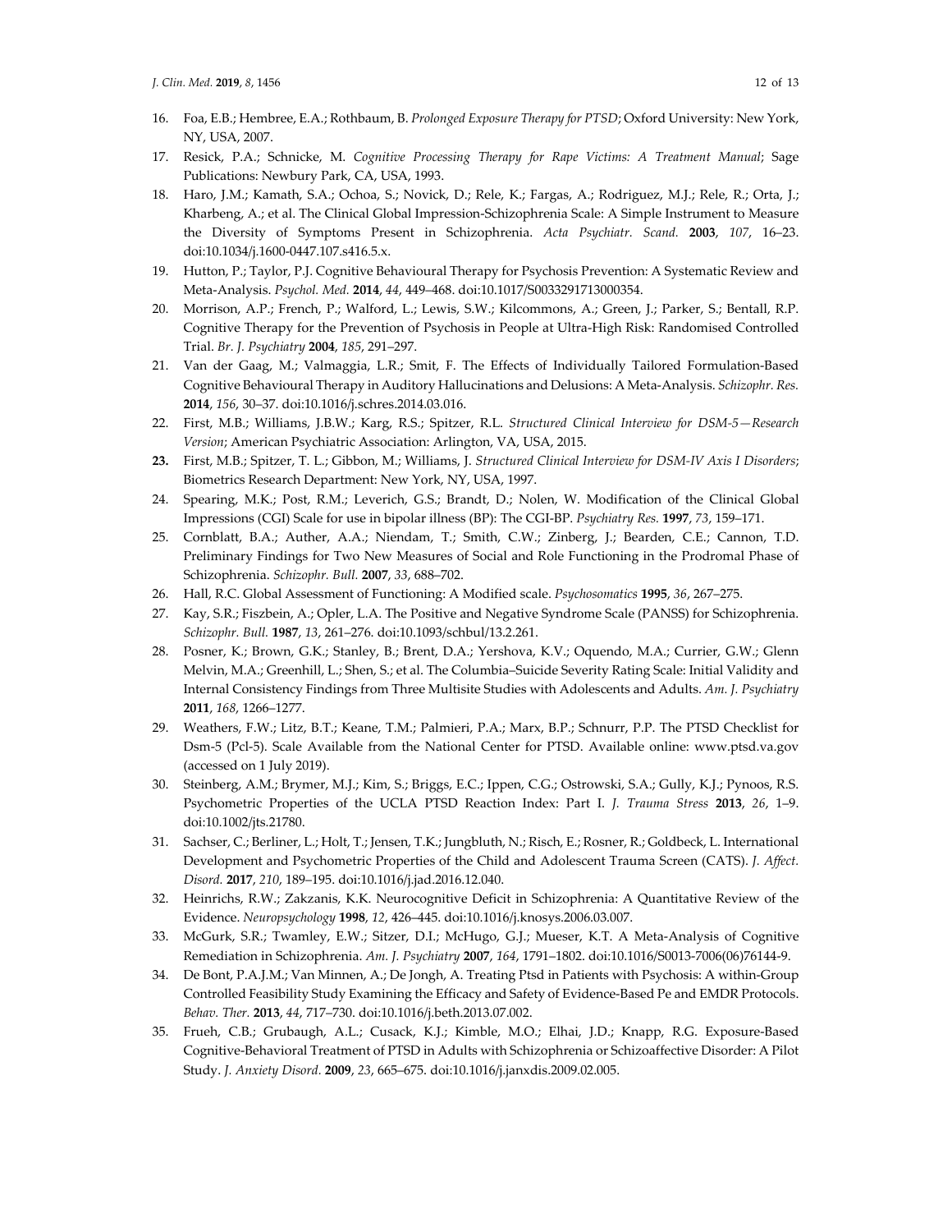16. Foa, E.B.; Hembree, E.A.; Rothbaum, B. *Prolonged Exposure Therapy for PTSD*; Oxford University: New York, NY, USA, 2007.
17. Resick, P.A.; Schnicke, M. *Cognitive Processing Therapy for Rape Victims: A Treatment Manual*; Sage Publications: Newbury Park, CA, USA, 1993.
18. Haro, J.M.; Kamath, S.A.; Ochoa, S.; Novick, D.; Rele, K.; Fargas, A.; Rodriguez, M.J.; Rele, R.; Orta, J.; Kharbeng, A.; et al. The Clinical Global Impression-Schizophrenia Scale: A Simple Instrument to Measure the Diversity of Symptoms Present in Schizophrenia. *Acta Psychiatr. Scand.* **2003**, *107*, 16–23. doi:10.1034/j.1600-0447.107.s416.5.x.
19. Hutton, P.; Taylor, P.J. Cognitive Behavioural Therapy for Psychosis Prevention: A Systematic Review and Meta-Analysis. *Psychol. Med.* **2014**, *44*, 449–468. doi:10.1017/S0033291713000354.
20. Morrison, A.P.; French, P.; Walford, L.; Lewis, S.W.; Kilcommons, A.; Green, J.; Parker, S.; Bentall, R.P. Cognitive Therapy for the Prevention of Psychosis in People at Ultra-High Risk: Randomised Controlled Trial. *Br. J. Psychiatry* **2004**, *185*, 291–297.
21. Van der Gaag, M.; Valmaggia, L.R.; Smit, F. The Effects of Individually Tailored Formulation-Based Cognitive Behavioural Therapy in Auditory Hallucinations and Delusions: A Meta-Analysis. *Schizophr. Res.* **2014**, *156*, 30–37. doi:10.1016/j.schres.2014.03.016.
22. First, M.B.; Williams, J.B.W.; Karg, R.S.; Spitzer, R.L. *Structured Clinical Interview for DSM-5—Research Version*; American Psychiatric Association: Arlington, VA, USA, 2015.
23. First, M.B.; Spitzer, T. L.; Gibbon, M.; Williams, J. *Structured Clinical Interview for DSM-IV Axis I Disorders*; Biometrics Research Department: New York, NY, USA, 1997.
24. Spearing, M.K.; Post, R.M.; Leverich, G.S.; Brandt, D.; Nolen, W. Modification of the Clinical Global Impressions (CGI) Scale for use in bipolar illness (BP): The CGI-BP. *Psychiatry Res.* **1997**, *73*, 159–171.
25. Cornblatt, B.A.; Auther, A.A.; Niendam, T.; Smith, C.W.; Zinberg, J.; Bearden, C.E.; Cannon, T.D. Preliminary Findings for Two New Measures of Social and Role Functioning in the Prodromal Phase of Schizophrenia. *Schizophr. Bull.* **2007**, *33*, 688–702.
26. Hall, R.C. Global Assessment of Functioning: A Modified scale. *Psychosomatics* **1995**, *36*, 267–275.
27. Kay, S.R.; Fiszbein, A.; Opler, L.A. The Positive and Negative Syndrome Scale (PANSS) for Schizophrenia. *Schizophr. Bull.* **1987**, *13*, 261–276. doi:10.1093/schbul/13.2.261.
28. Posner, K.; Brown, G.K.; Stanley, B.; Brent, D.A.; Yershova, K.V.; Oquendo, M.A.; Currier, G.W.; Glenn Melvin, M.A.; Greenhill, L.; Shen, S.; et al. The Columbia–Suicide Severity Rating Scale: Initial Validity and Internal Consistency Findings from Three Multisite Studies with Adolescents and Adults. *Am. J. Psychiatry* **2011**, *168*, 1266–1277.
29. Weathers, F.W.; Litz, B.T.; Keane, T.M.; Palmieri, P.A.; Marx, B.P.; Schnurr, P.P. The PTSD Checklist for Dsm-5 (Pcl-5). Scale Available from the National Center for PTSD. Available online: www.ptsd.va.gov (accessed on 1 July 2019).
30. Steinberg, A.M.; Brymer, M.J.; Kim, S.; Briggs, E.C.; Ippen, C.G.; Ostrowski, S.A.; Gully, K.J.; Pynoos, R.S. Psychometric Properties of the UCLA PTSD Reaction Index: Part I. *J. Trauma Stress* **2013**, *26*, 1–9. doi:10.1002/jts.21780.
31. Sachser, C.; Berliner, L.; Holt, T.; Jensen, T.K.; Jungbluth, N.; Risch, E.; Rosner, R.; Goldbeck, L. International Development and Psychometric Properties of the Child and Adolescent Trauma Screen (CATS). *J. Affect. Disord.* **2017**, *210*, 189–195. doi:10.1016/j.jad.2016.12.040.
32. Heinrichs, R.W.; Zakzanis, K.K. Neurocognitive Deficit in Schizophrenia: A Quantitative Review of the Evidence. *Neuropsychology* **1998**, *12*, 426–445. doi:10.1016/j.knosys.2006.03.007.
33. McGurk, S.R.; Twamley, E.W.; Sitzer, D.I.; McHugo, G.J.; Mueser, K.T. A Meta-Analysis of Cognitive Remediation in Schizophrenia. *Am. J. Psychiatry* **2007**, *164*, 1791–1802. doi:10.1016/S0013-7006(06)76144-9.
34. De Bont, P.A.J.M.; Van Minnen, A.; De Jongh, A. Treating Ptsd in Patients with Psychosis: A within-Group Controlled Feasibility Study Examining the Efficacy and Safety of Evidence-Based Pe and EMDR Protocols. *Behav. Ther.* **2013**, *44*, 717–730. doi:10.1016/j.beth.2013.07.002.
35. Frueh, C.B.; Grubaugh, A.L.; Cusack, K.J.; Kimble, M.O.; Elhai, J.D.; Knapp, R.G. Exposure-Based Cognitive-Behavioral Treatment of PTSD in Adults with Schizophrenia or Schizoaffective Disorder: A Pilot Study. *J. Anxiety Disord.* **2009**, *23*, 665–675. doi:10.1016/j.janxdis.2009.02.005.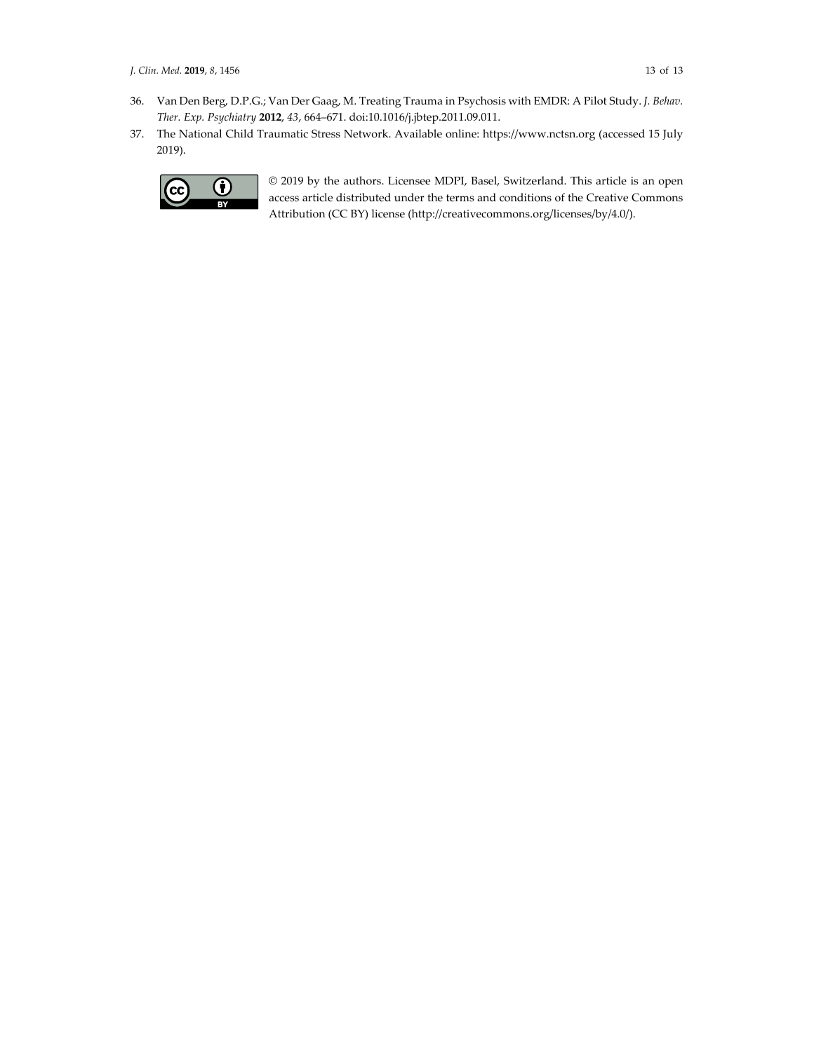36. Van Den Berg, D.P.G.; Van Der Gaag, M. Treating Trauma in Psychosis with EMDR: A Pilot Study. *J. Behav. Ther. Exp. Psychiatry* **2012**, *43*, 664–671. doi:10.1016/j.jbtep.2011.09.011.
37. The National Child Traumatic Stress Network. Available online: https://www.nctsn.org (accessed 15 July 2019).

© 2019 by the authors. Licensee MDPI, Basel, Switzerland. This article is an open access article distributed under the terms and conditions of the Creative Commons Attribution (CC BY) license (http://creativecommons.org/licenses/by/4.0/).